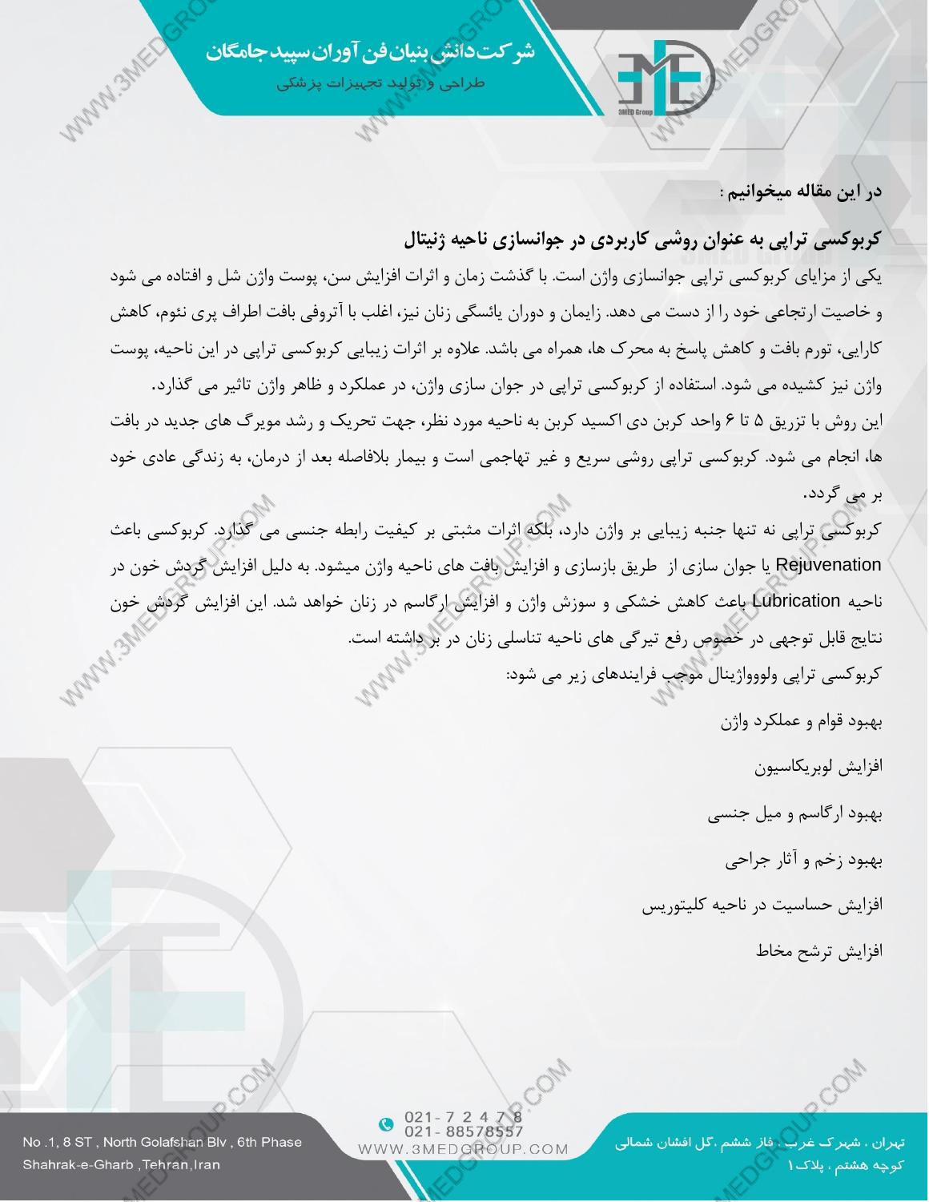در این مقاله میخوانیم :

## کربوکسی تراپی به عنوان روشی کاربردی در جوانسازی ناحیه ژنیتال

یکی از مزایای کربوکسی تراپی جوانسازی واژن است. با گذشت زمان و اثرات افزایش سن، پوست واژن شل و افتاده می شود و خاصیت ارتجاعی خود را از دست می دهد. زایمان و دوران یائسگی زنان نیز، اغلب با آتروفی بافت اطراف پری نئوم، کاهش کارایی، تورم بافت و کاهش پاسخ به محرک ها، همراه می باشد. علاوه بر اثرات زیبایی کربوکسی تراپی در این ناحیه، پوست واژن نیز کشیده می شود. استفاده از کربوکسی تراپی در جوان سازی واژن، در عملکرد و ظاهر واژن تاثیر می گذارد.

این روش با تزریق ۵ تا ۶ واحد کربن دی اکسید کربن به ناحیه مورد نظر، جهت تحریک و رشد مویرگ های جدید در بافت ها، انجام می شود. کربوکسی تراپی روشی سریع و غیر تهاجمی است و بیمار بلافاصله بعد از درمان، به زندگی عادی خود بر می گردد.

کربوکسی تراپی نه تنها جنبه زیبایی بر واژن دارد، بلکه اثرات مثبتی بر کیفیت رابطه جنسی می گذارد. کربوکسی باعث Rejuvenation یا جوان سازی از طریق بازسازی و افزایش بافت های ناحیه واژن میشود. به دلیل افزایش گردش خون در ناحیه Lubrication باعث کاهش خشکی و سوزش واژن و افزایش ارگاسم در زنان خواهد شد. این افزایش گردش خون نتایج قابل توجهی در خصوص رفع تیرگی های ناحیه تناسلی زنان در بر داشته است.

کربوکسی تراپی ولوواژینال موجب فرایندهای زیر می شود:

- بهبود قوام و عملکرد واژن
- افزایش لوبریکاسیون
- بهبود ارگاسم و میل جنسی
- بهبود زخم و آثار جراحی
- افزایش حساسیت در ناحیه کلیتوریس
- افزایش ترشح مخاط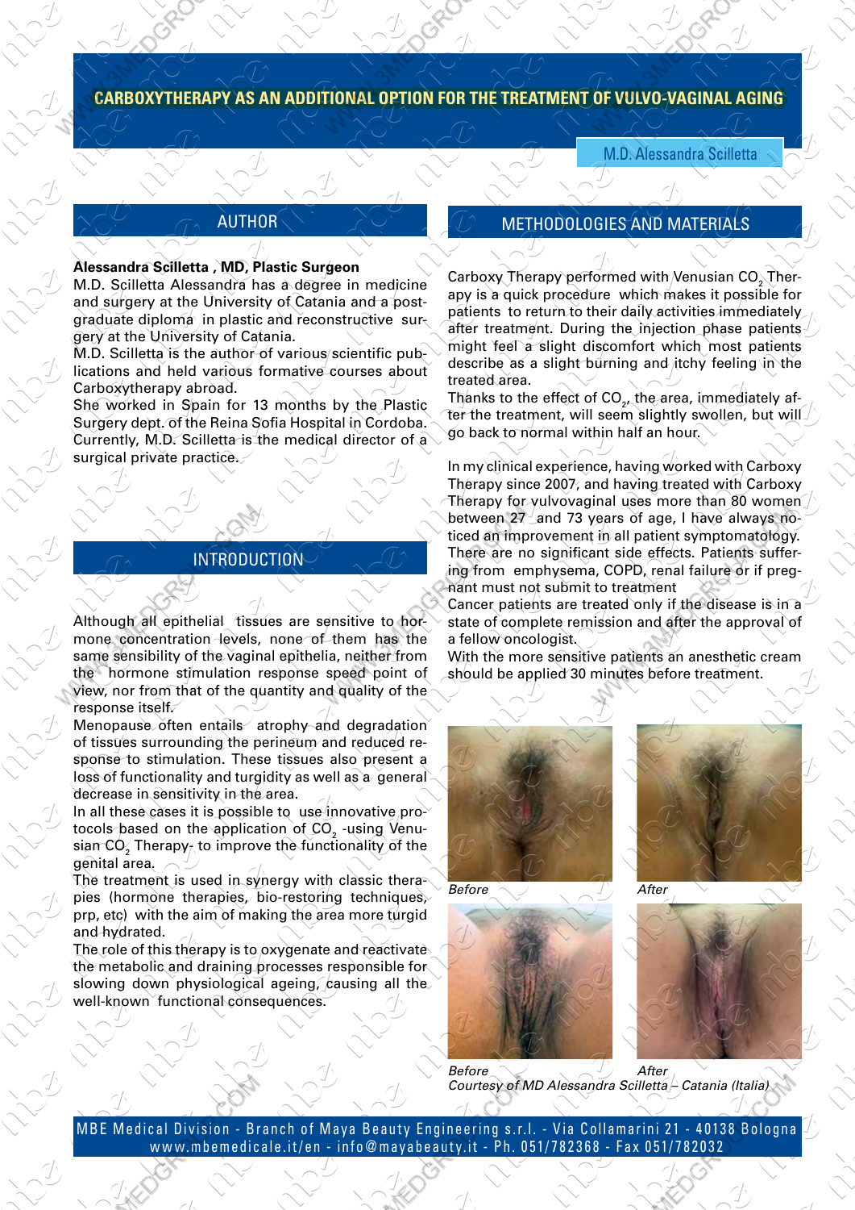# CARBOXYTHERAPY AS AN ADDITIONAL OPTION FOR THE TREATMENT OF VULVO-VAGINAL AGING

M.D. Alessandra Scilletta

## AUTHOR

**Alessandra Scilletta , MD, Plastic Surgeon**

M.D. Scilletta Alessandra has a degree in medicine and surgery at the University of Catania and a postgraduate diploma in plastic and reconstructive surgery at the University of Catania.

M.D. Scilletta is the author of various scientific publications and held various formative courses about Carboxytherapy abroad.

She worked in Spain for 13 months by the Plastic Surgery dept. of the Reina Sofia Hospital in Cordoba. Currently, M.D. Scilletta is the medical director of a surgical private practice.

## INTRODUCTION

Although all epithelial tissues are sensitive to hormone concentration levels, none of them has the same sensibility of the vaginal epithelia, neither from the hormone stimulation response speed point of view, nor from that of the quantity and quality of the response itself.

Menopause often entails atrophy and degradation of tissues surrounding the perineum and reduced response to stimulation. These tissues also present a loss of functionality and turgidity as well as a general decrease in sensitivity in the area.

In all these cases it is possible to use innovative protocols based on the application of $CO_2$ -using Venusian $CO_2$ Therapy- to improve the functionality of the genital area.

The treatment is used in synergy with classic therapies (hormone therapies, bio-restoring techniques, prp, etc) with the aim of making the area more turgid and hydrated.

The role of this therapy is to oxygenate and reactivate the metabolic and draining processes responsible for slowing down physiological ageing, causing all the well-known functional consequences.

## METHODOLOGIES AND MATERIALS

Carboxy Therapy performed with Venusian $CO_2$ Therapy is a quick procedure which makes it possible for patients to return to their daily activities immediately after treatment. During the injection phase patients might feel a slight discomfort which most patients describe as a slight burning and itchy feeling in the treated area.

Thanks to the effect of $CO_2$, the area, immediately after the treatment, will seem slightly swollen, but will go back to normal within half an hour.

In my clinical experience, having worked with Carboxy Therapy since 2007, and having treated with Carboxy Therapy for vulvovaginal uses more than 80 women between 27 and 73 years of age, I have always noticed an improvement in all patient symptomatology. There are no significant side effects. Patients suffering from emphysema, COPD, renal failure or if pregnant must not submit to treatment

Cancer patients are treated only if the disease is in a state of complete remission and after the approval of a fellow oncologist.

With the more sensitive patients an anesthetic cream should be applied 30 minutes before treatment.

*Before* *After*

*Before* *After*

*Courtesy of MD Alessandra Scilletta – Catania (Italia)*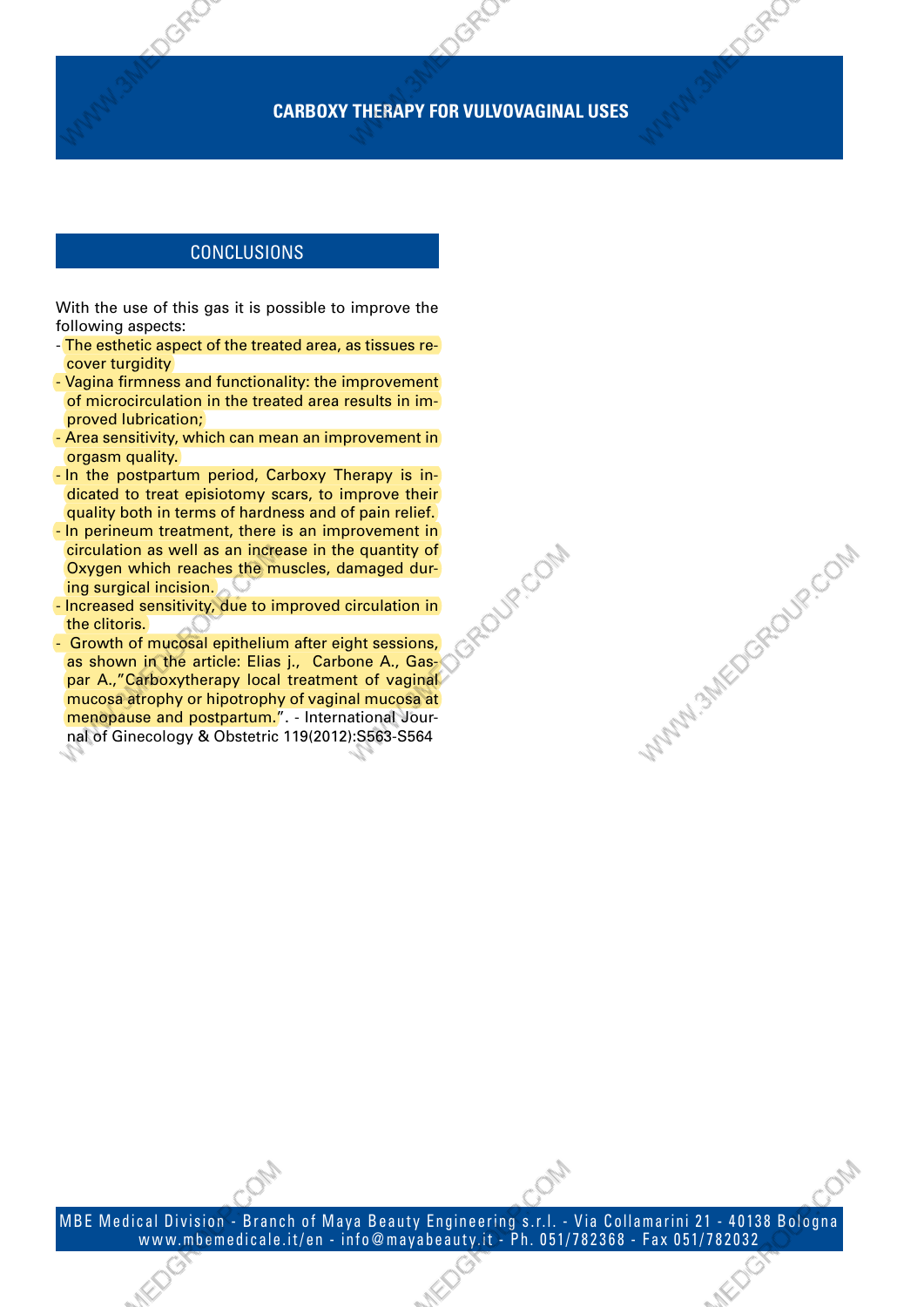# CARBOXY THERAPY FOR VULVOVAGINAL USES

## CONCLUSIONS

With the use of this gas it is possible to improve the following aspects:

- The esthetic aspect of the treated area, as tissues recover turgidity
- Vagina firmness and functionality: the improvement of microcirculation in the treated area results in improved lubrication;
- Area sensitivity, which can mean an improvement in orgasm quality.
- In the postpartum period, Carboxy Therapy is indicated to treat episiotomy scars, to improve their quality both in terms of hardness and of pain relief.
- In perineum treatment, there is an improvement in circulation as well as an increase in the quantity of Oxygen which reaches the muscles, damaged during surgical incision.
- Increased sensitivity, due to improved circulation in the clitoris.
- Growth of mucosal epithelium after eight sessions, as shown in the article: Elias j., Carbone A., Gaspar A.,"Carboxytherapy local treatment of vaginal mucosa atrophy or hipotrophy of vaginal mucosa at menopause and postpartum.". - International Journal of Ginecology & Obstetric 119(2012):S563-S564

MBE Medical Division - Branch of Maya Beauty Engineering s.r.l. - Via Collamarini 21 - 40138 Bologna
www.mbemedicale.it/en - info@mayabeauty.it - Ph. 051/782368 - Fax 051/782032